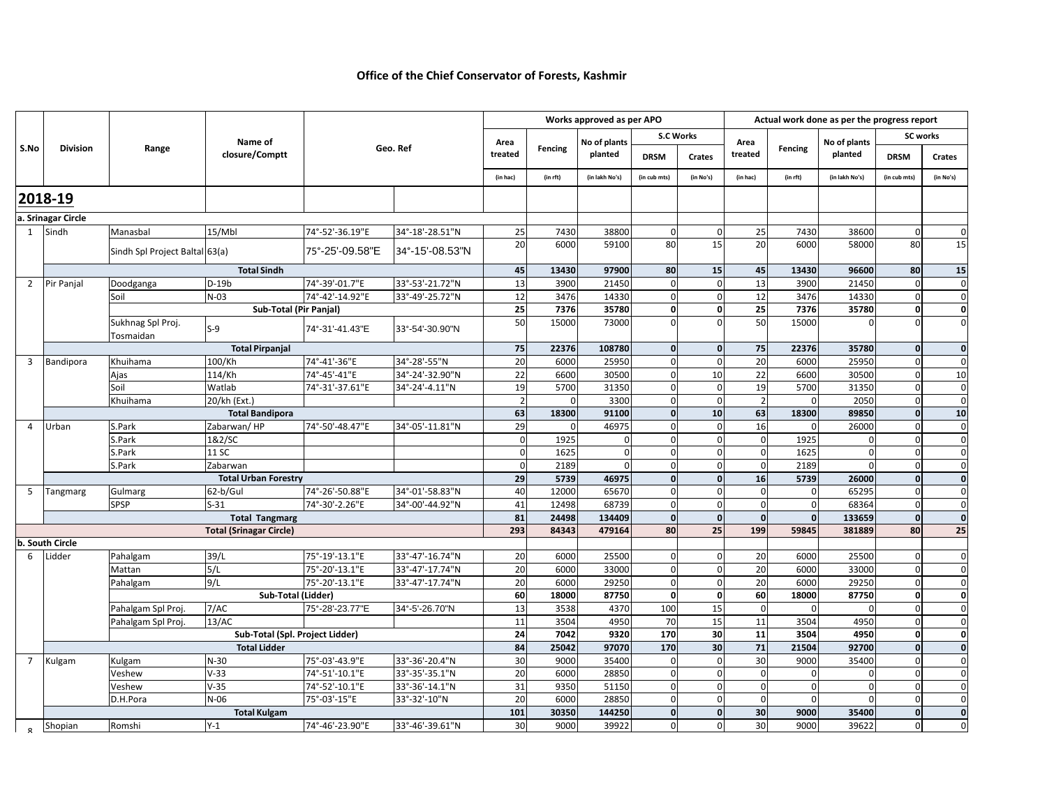# Office of the Chief Conservator of Forests, Kashmir

| S.No | Division | Range | Name of closure/Comptt | Geo. Ref | | Works approved as per APO | | | | | Actual work done as per the progress report | | | | |
|---|---|---|---|---|---|---|---|---|---|---|---|---|---|---|---|
| | | | | | | Area treated | Fencing | No of plants planted | S.C Works | | Area treated | Fencing | No of plants planted | SC works | |
| | | | | | | | | | DRSM | Crates | | | | DRSM | Crates |
| | | | | | | (in hac) | (in rft) | (in lakh No's) | (in cub mts) | (in No's) | (in hac) | (in rft) | (in lakh No's) | (in cub mts) | (in No's) |
| **2018-19** | | | | | | | | | | | | | | | |
| a. Srinagar Circle | | | | | | | | | | | | | | | |
| 1 | Sindh | Manasbal | 15/Mbl | 74°-52'-36.19"E | 34°-18'-28.51"N | 25 | 7430 | 38800 | 0 | 0 | 25 | 7430 | 38600 | 0 | 0 |
| | | Sindh Spl Project Baltal | 63(a) | 75°-25'-09.58"E | 34°-15'-08.53"N | 20 | 6000 | 59100 | 80 | 15 | 20 | 6000 | 58000 | 80 | 15 |
| | | **Total Sindh** | | | | **45** | **13430** | **97900** | **80** | **15** | **45** | **13430** | **96600** | **80** | **15** |
| 2 | Pir Panjal | Doodganga | D-19b | 74°-39'-01.7"E | 33°-53'-21.72"N | 13 | 3900 | 21450 | 0 | 0 | 13 | 3900 | 21450 | 0 | 0 |
| | | Soil | N-03 | 74°-42'-14.92"E | 33°-49'-25.72"N | 12 | 3476 | 14330 | 0 | 0 | 12 | 3476 | 14330 | 0 | 0 |
| | | **Sub-Total (Pir Panjal)** | | | | **25** | **7376** | **35780** | **0** | **0** | **25** | **7376** | **35780** | **0** | **0** |
| | | Sukhnag Spl Proj. Tosmaidan | S-9 | 74°-31'-41.43"E | 33°-54'-30.90"N | 50 | 15000 | 73000 | 0 | 0 | 50 | 15000 | 0 | 0 | 0 |
| | | **Total Pirpanjal** | | | | **75** | **22376** | **108780** | **0** | **0** | **75** | **22376** | **35780** | **0** | **0** |
| 3 | Bandipora | Khuihama | 100/Kh | 74°-41'-36"E | 34°-28'-55"N | 20 | 6000 | 25950 | 0 | 0 | 20 | 6000 | 25950 | 0 | 0 |
| | | Ajas | 114/Kh | 74°-45'-41"E | 34°-24'-32.90"N | 22 | 6600 | 30500 | 0 | 10 | 22 | 6600 | 30500 | 0 | 10 |
| | | Soil | Watlab | 74°-31'-37.61"E | 34°-24'-4.11"N | 19 | 5700 | 31350 | 0 | 0 | 19 | 5700 | 31350 | 0 | 0 |
| | | Khuihama | 20/kh (Ext.) | | | 2 | 0 | 3300 | 0 | 0 | 2 | 0 | 2050 | 0 | 0 |
| | | **Total Bandipora** | | | | **63** | **18300** | **91100** | **0** | **10** | **63** | **18300** | **89850** | **0** | **10** |
| 4 | Urban | S.Park | Zabarwan/ HP | 74°-50'-48.47"E | 34°-05'-11.81"N | 29 | 0 | 46975 | 0 | 0 | 16 | 0 | 26000 | 0 | 0 |
| | | S.Park | 1&2/SC | | | 0 | 1925 | 0 | 0 | 0 | 0 | 1925 | 0 | 0 | 0 |
| | | S.Park | 11 SC | | | 0 | 1625 | 0 | 0 | 0 | 0 | 1625 | 0 | 0 | 0 |
| | | S.Park | Zabarwan | | | 0 | 2189 | 0 | 0 | 0 | 0 | 2189 | 0 | 0 | 0 |
| | | **Total Urban Forestry** | | | | **29** | **5739** | **46975** | **0** | **0** | **16** | **5739** | **26000** | **0** | **0** |
| 5 | Tangmarg | Gulmarg | 62-b/Gul | 74°-26'-50.88"E | 34°-01'-58.83"N | 40 | 12000 | 65670 | 0 | 0 | 0 | 0 | 65295 | 0 | 0 |
| | | SPSP | S-31 | 74°-30'-2.26"E | 34°-00'-44.92"N | 41 | 12498 | 68739 | 0 | 0 | 0 | 0 | 68364 | 0 | 0 |
| | | **Total Tangmarg** | | | | **81** | **24498** | **134409** | **0** | **0** | **0** | **0** | **133659** | **0** | **0** |
| | | **Total (Srinagar Circle)** | | | | **293** | **84343** | **479164** | **80** | **25** | **199** | **59845** | **381889** | **80** | **25** |
| b. South Circle | | | | | | | | | | | | | | | |
| 6 | Lidder | Pahalgam | 39/L | 75°-19'-13.1"E | 33°-47'-16.74"N | 20 | 6000 | 25500 | 0 | 0 | 20 | 6000 | 25500 | 0 | 0 |
| | | Mattan | 5/L | 75°-20'-13.1"E | 33°-47'-17.74"N | 20 | 6000 | 33000 | 0 | 0 | 20 | 6000 | 33000 | 0 | 0 |
| | | Pahalgam | 9/L | 75°-20'-13.1"E | 33°-47'-17.74"N | 20 | 6000 | 29250 | 0 | 0 | 20 | 6000 | 29250 | 0 | 0 |
| | | **Sub-Total (Lidder)** | | | | **60** | **18000** | **87750** | **0** | **0** | **60** | **18000** | **87750** | **0** | **0** |
| | | Pahalgam Spl Proj. | 7/AC | 75°-28'-23.77"E | 34°-5'-26.70"N | 13 | 3538 | 4370 | 100 | 15 | 0 | 0 | 0 | 0 | 0 |
| | | Pahalgam Spl Proj. | 13/AC | | | 11 | 3504 | 4950 | 70 | 15 | 11 | 3504 | 4950 | 0 | 0 |
| | | **Sub-Total (Spl. Project Lidder)** | | | | **24** | **7042** | **9320** | **170** | **30** | **11** | **3504** | **4950** | **0** | **0** |
| | | **Total Lidder** | | | | **84** | **25042** | **97070** | **170** | **30** | **71** | **21504** | **92700** | **0** | **0** |
| 7 | Kulgam | Kulgam | N-30 | 75°-03'-43.9"E | 33°-36'-20.4"N | 30 | 9000 | 35400 | 0 | 0 | 30 | 9000 | 35400 | 0 | 0 |
| | | Veshew | V-33 | 74°-51'-10.1"E | 33°-35'-35.1"N | 20 | 6000 | 28850 | 0 | 0 | 0 | 0 | 0 | 0 | 0 |
| | | Veshew | V-35 | 74°-52'-10.1"E | 33°-36'-14.1"N | 31 | 9350 | 51150 | 0 | 0 | 0 | 0 | 0 | 0 | 0 |
| | | D.H.Pora | N-06 | 75°-03'-15"E | 33°-32'-10"N | 20 | 6000 | 28850 | 0 | 0 | 0 | 0 | 0 | 0 | 0 |
| | | **Total Kulgam** | | | | **101** | **30350** | **144250** | **0** | **0** | **30** | **9000** | **35400** | **0** | **0** |
| 8 | Shopian | Romshi | Y-1 | 74°-46'-23.90"E | 33°-46'-39.61"N | 30 | 9000 | 39922 | 0 | 0 | 30 | 9000 | 39622 | 0 | 0 |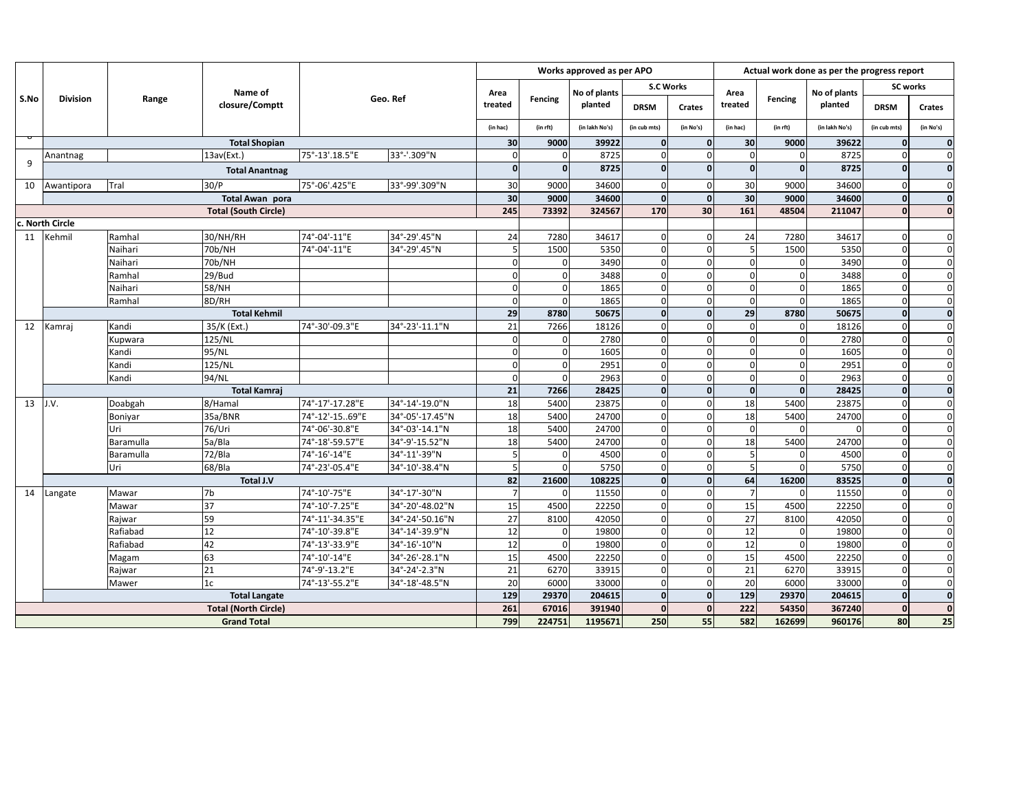| S.No | Division | Range | Name of closure/Comptt | Geo. Ref | | Works approved as per APO | | | | | Actual work done as per the progress report | | | | |
|---|---|---|---|---|---|---|---|---|---|---|---|---|---|---|---|
| | | | | | | Area treated | Fencing | No of plants planted | S.C Works | | Area treated | Fencing | No of plants planted | SC works | |
| | | | | | | | | | DRSM | Crates | | | | DRSM | Crates |
| | | | | | | (in hac) | (in rft) | (in lakh No's) | (in cub mts) | (in No's) | (in hac) | (in rft) | (in lakh No's) | (in cub mts) | (in No's) |
| 8 | Total Shopian | | | | | 30 | 9000 | 39922 | 0 | 0 | 30 | 9000 | 39622 | 0 | 0 |
| 9 | Anantnag | | 13av(Ext.) | 75°-13'.18.5"E | 33°-'.309"N | 0 | 0 | 8725 | 0 | 0 | 0 | 0 | 8725 | 0 | 0 |
| | Total Anantnag | | | | | 0 | 0 | 8725 | 0 | 0 | 0 | 0 | 8725 | 0 | 0 |
| 10 | Awantipora | Tral | 30/P | 75°-06'.425"E | 33°-99'.309"N | 30 | 9000 | 34600 | 0 | 0 | 30 | 9000 | 34600 | 0 | 0 |
| | Total Awan pora | | | | | 30 | 9000 | 34600 | 0 | 0 | 30 | 9000 | 34600 | 0 | 0 |
| | Total (South Circle) | | | | | 245 | 73392 | 324567 | 170 | 30 | 161 | 48504 | 211047 | 0 | 0 |
| c. North Circle | | | | | | | | | | | | | | | |
| 11 | Kehmil | Ramhal | 30/NH/RH | 74°-04'-11"E | 34°-29'.45"N | 24 | 7280 | 34617 | 0 | 0 | 24 | 7280 | 34617 | 0 | 0 |
| | | Naihari | 70b/NH | 74°-04'-11"E | 34°-29'.45"N | 5 | 1500 | 5350 | 0 | 0 | 5 | 1500 | 5350 | 0 | 0 |
| | | Naihari | 70b/NH | | | 0 | 0 | 3490 | 0 | 0 | 0 | 0 | 3490 | 0 | 0 |
| | | Ramhal | 29/Bud | | | 0 | 0 | 3488 | 0 | 0 | 0 | 0 | 3488 | 0 | 0 |
| | | Naihari | 58/NH | | | 0 | 0 | 1865 | 0 | 0 | 0 | 0 | 1865 | 0 | 0 |
| | | Ramhal | 8D/RH | | | 0 | 0 | 1865 | 0 | 0 | 0 | 0 | 1865 | 0 | 0 |
| | Total Kehmil | | | | | 29 | 8780 | 50675 | 0 | 0 | 29 | 8780 | 50675 | 0 | 0 |
| 12 | Kamraj | Kandi | 35/K (Ext.) | 74°-30'-09.3"E | 34°-23'-11.1"N | 21 | 7266 | 18126 | 0 | 0 | 0 | 0 | 18126 | 0 | 0 |
| | | Kupwara | 125/NL | | | 0 | 0 | 2780 | 0 | 0 | 0 | 0 | 2780 | 0 | 0 |
| | | Kandi | 95/NL | | | 0 | 0 | 1605 | 0 | 0 | 0 | 0 | 1605 | 0 | 0 |
| | | Kandi | 125/NL | | | 0 | 0 | 2951 | 0 | 0 | 0 | 0 | 2951 | 0 | 0 |
| | | Kandi | 94/NL | | | 0 | 0 | 2963 | 0 | 0 | 0 | 0 | 2963 | 0 | 0 |
| | Total Kamraj | | | | | 21 | 7266 | 28425 | 0 | 0 | 0 | 0 | 28425 | 0 | 0 |
| 13 | J.V. | Doabgah | 8/Hamal | 74°-17'-17.28"E | 34°-14'-19.0"N | 18 | 5400 | 23875 | 0 | 0 | 18 | 5400 | 23875 | 0 | 0 |
| | | Boniyar | 35a/BNR | 74°-12'-15..69"E | 34°-05'-17.45"N | 18 | 5400 | 24700 | 0 | 0 | 18 | 5400 | 24700 | 0 | 0 |
| | | Uri | 76/Uri | 74°-06'-30.8"E | 34°-03'-14.1"N | 18 | 5400 | 24700 | 0 | 0 | 0 | 0 | 0 | 0 | 0 |
| | | Baramulla | 5a/Bla | 74°-18'-59.57"E | 34°-9'-15.52"N | 18 | 5400 | 24700 | 0 | 0 | 18 | 5400 | 24700 | 0 | 0 |
| | | Baramulla | 72/Bla | 74°-16'-14"E | 34°-11'-39"N | 5 | 0 | 4500 | 0 | 0 | 5 | 0 | 4500 | 0 | 0 |
| | | Uri | 68/Bla | 74°-23'-05.4"E | 34°-10'-38.4"N | 5 | 0 | 5750 | 0 | 0 | 5 | 0 | 5750 | 0 | 0 |
| | Total J.V | | | | | 82 | 21600 | 108225 | 0 | 0 | 64 | 16200 | 83525 | 0 | 0 |
| 14 | Langate | Mawar | 7b | 74°-10'-75"E | 34°-17'-30"N | 7 | 0 | 11550 | 0 | 0 | 7 | 0 | 11550 | 0 | 0 |
| | | Mawar | 37 | 74°-10'-7.25"E | 34°-20'-48.02"N | 15 | 4500 | 22250 | 0 | 0 | 15 | 4500 | 22250 | 0 | 0 |
| | | Rajwar | 59 | 74°-11'-34.35"E | 34°-24'-50.16"N | 27 | 8100 | 42050 | 0 | 0 | 27 | 8100 | 42050 | 0 | 0 |
| | | Rafiabad | 12 | 74°-10'-39.8"E | 34°-14'-39.9"N | 12 | 0 | 19800 | 0 | 0 | 12 | 0 | 19800 | 0 | 0 |
| | | Rafiabad | 42 | 74°-13'-33.9"E | 34°-16'-10"N | 12 | 0 | 19800 | 0 | 0 | 12 | 0 | 19800 | 0 | 0 |
| | | Magam | 63 | 74°-10'-14"E | 34°-26'-28.1"N | 15 | 4500 | 22250 | 0 | 0 | 15 | 4500 | 22250 | 0 | 0 |
| | | Rajwar | 21 | 74°-9'-13.2"E | 34°-24'-2.3"N | 21 | 6270 | 33915 | 0 | 0 | 21 | 6270 | 33915 | 0 | 0 |
| | | Mawer | 1c | 74°-13'-55.2"E | 34°-18'-48.5"N | 20 | 6000 | 33000 | 0 | 0 | 20 | 6000 | 33000 | 0 | 0 |
| | Total Langate | | | | | 129 | 29370 | 204615 | 0 | 0 | 129 | 29370 | 204615 | 0 | 0 |
| | Total (North Circle) | | | | | 261 | 67016 | 391940 | 0 | 0 | 222 | 54350 | 367240 | 0 | 0 |
| | Grand Total | | | | | 799 | 224751 | 1195671 | 250 | 55 | 582 | 162699 | 960176 | 80 | 25 |